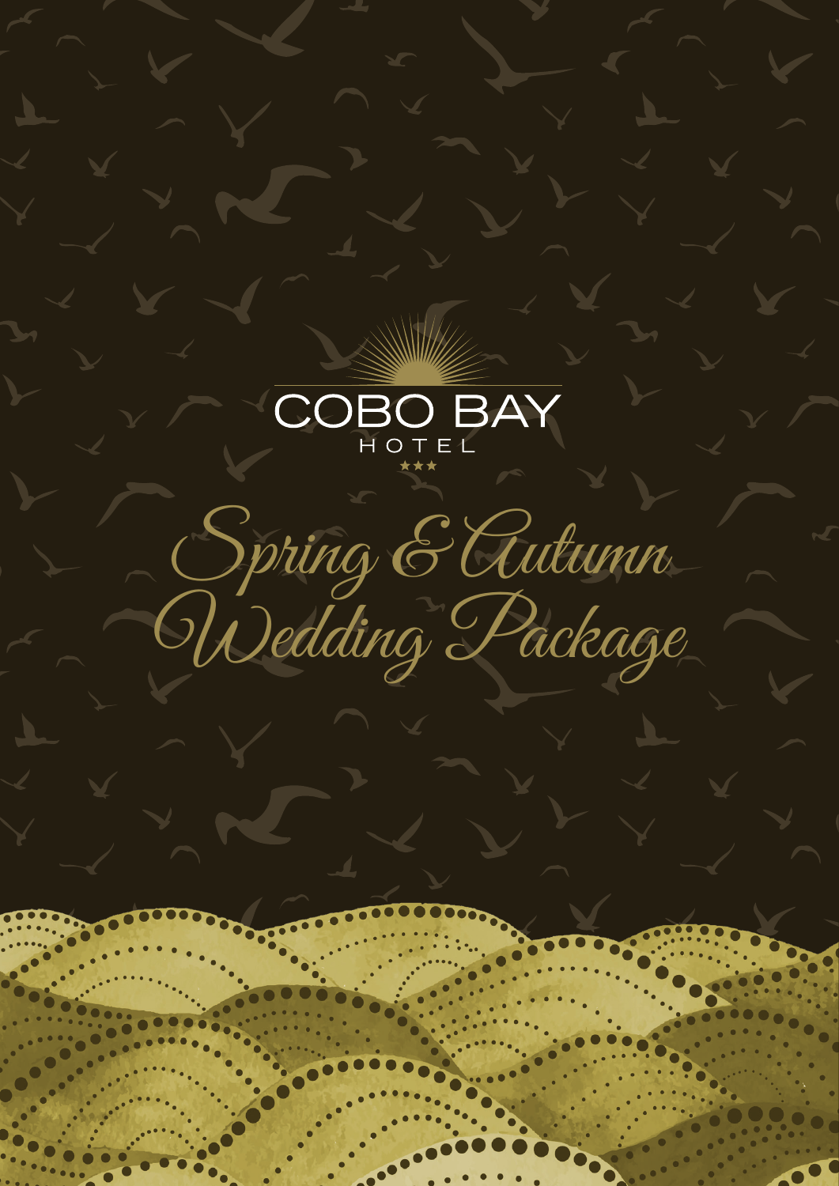COBO BAY

HOTEL

★★★

# Spring & Autumn Wedding Package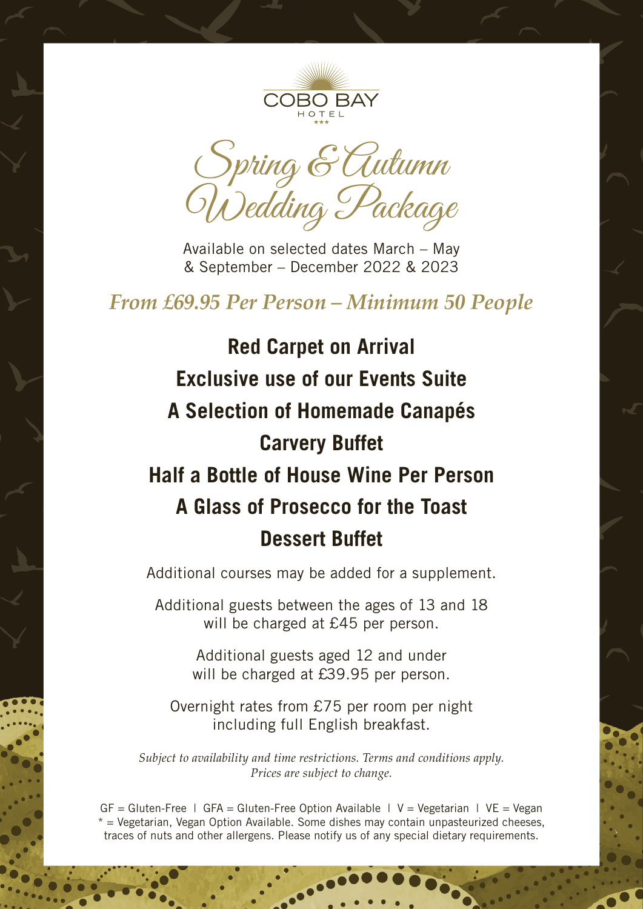COBO BAY
HOTEL
★★★

# Spring & Autumn Wedding Package

Available on selected dates March – May
& September – December 2022 & 2023

*From £69.95 Per Person – Minimum 50 People*

**Red Carpet on Arrival**

**Exclusive use of our Events Suite**

**A Selection of Homemade Canapés**

**Carvery Buffet**

**Half a Bottle of House Wine Per Person**

**A Glass of Prosecco for the Toast**

**Dessert Buffet**

Additional courses may be added for a supplement.

Additional guests between the ages of 13 and 18
will be charged at £45 per person.

Additional guests aged 12 and under
will be charged at £39.95 per person.

Overnight rates from £75 per room per night
including full English breakfast.

*Subject to availability and time restrictions. Terms and conditions apply.*
*Prices are subject to change.*

GF = Gluten-Free | GFA = Gluten-Free Option Available | V = Vegetarian | VE = Vegan
* = Vegetarian, Vegan Option Available. Some dishes may contain unpasteurized cheeses, traces of nuts and other allergens. Please notify us of any special dietary requirements.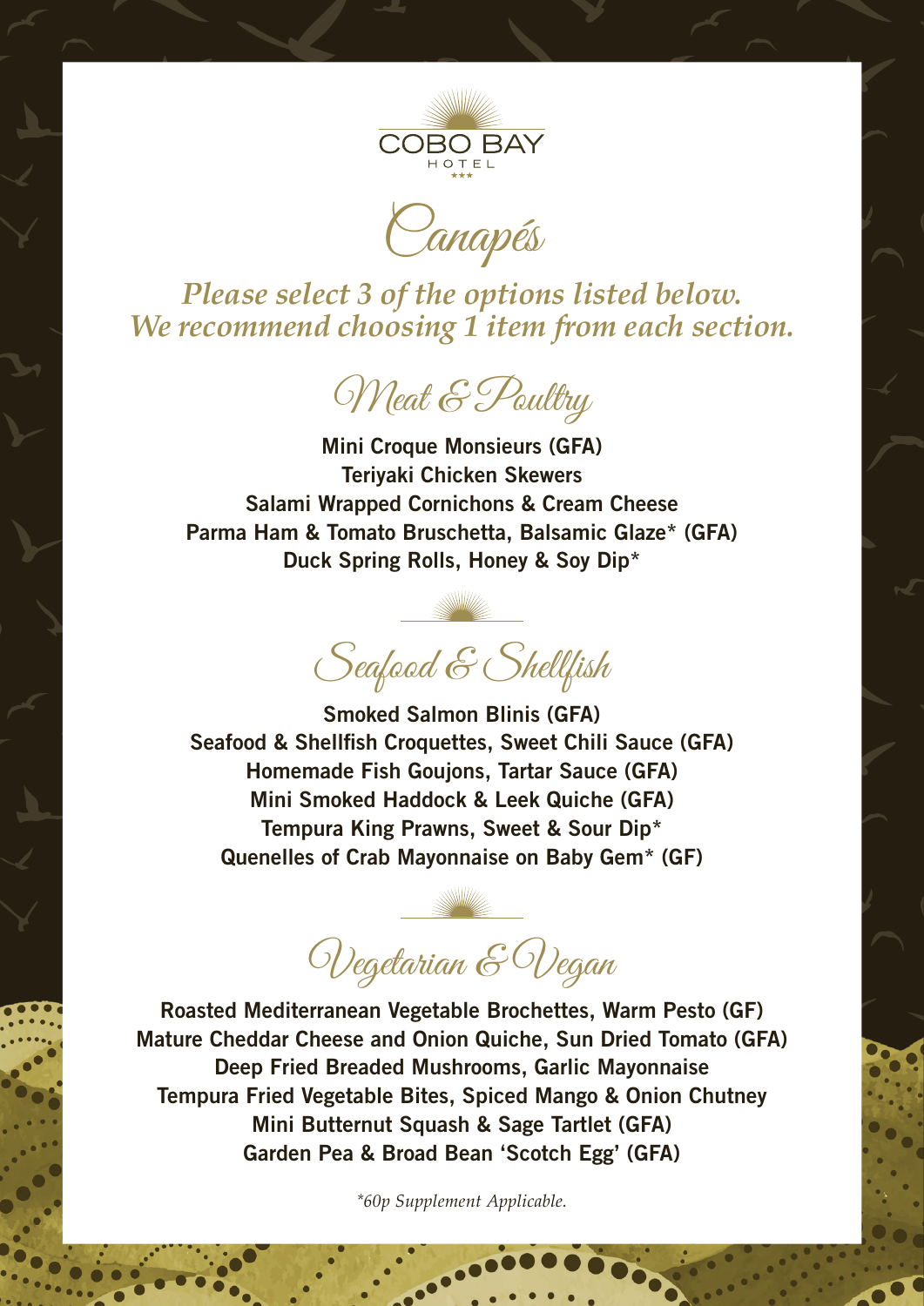COBO BAY

HOTEL

★★★

# Canapés

*Please select 3 of the options listed below.*
*We recommend choosing 1 item from each section.*

## Meat & Poultry

**Mini Croque Monsieurs (GFA)**
**Teriyaki Chicken Skewers**
**Salami Wrapped Cornichons & Cream Cheese**
**Parma Ham & Tomato Bruschetta, Balsamic Glaze* (GFA)**
**Duck Spring Rolls, Honey & Soy Dip***

## Seafood & Shellfish

**Smoked Salmon Blinis (GFA)**
**Seafood & Shellfish Croquettes, Sweet Chili Sauce (GFA)**
**Homemade Fish Goujons, Tartar Sauce (GFA)**
**Mini Smoked Haddock & Leek Quiche (GFA)**
**Tempura King Prawns, Sweet & Sour Dip***
**Quenelles of Crab Mayonnaise on Baby Gem* (GF)**

## Vegetarian & Vegan

**Roasted Mediterranean Vegetable Brochettes, Warm Pesto (GF)**
**Mature Cheddar Cheese and Onion Quiche, Sun Dried Tomato (GFA)**
**Deep Fried Breaded Mushrooms, Garlic Mayonnaise**
**Tempura Fried Vegetable Bites, Spiced Mango & Onion Chutney**
**Mini Butternut Squash & Sage Tartlet (GFA)**
**Garden Pea & Broad Bean 'Scotch Egg' (GFA)**

*\*60p Supplement Applicable.*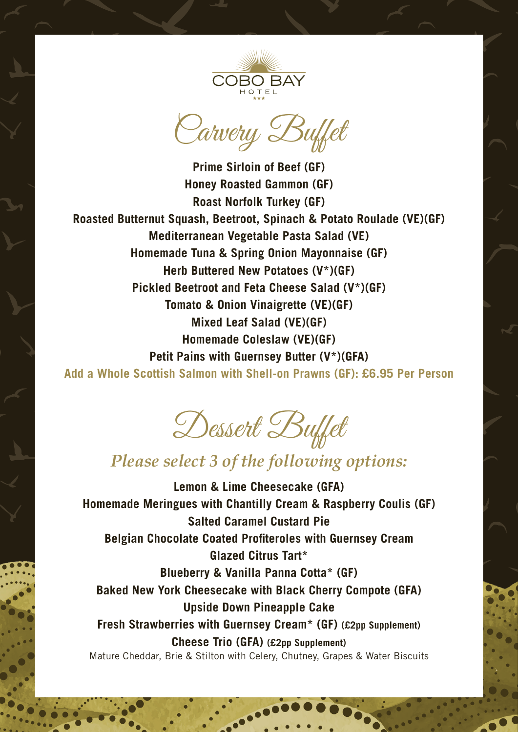COBO BAY
HOTEL
★★★

# Carvery Buffet

**Prime Sirloin of Beef (GF)**
**Honey Roasted Gammon (GF)**
**Roast Norfolk Turkey (GF)**
**Roasted Butternut Squash, Beetroot, Spinach & Potato Roulade (VE)(GF)**
**Mediterranean Vegetable Pasta Salad (VE)**
**Homemade Tuna & Spring Onion Mayonnaise (GF)**
**Herb Buttered New Potatoes (V*)(GF)**
**Pickled Beetroot and Feta Cheese Salad (V*)(GF)**
**Tomato & Onion Vinaigrette (VE)(GF)**
**Mixed Leaf Salad (VE)(GF)**
**Homemade Coleslaw (VE)(GF)**
**Petit Pains with Guernsey Butter (V*)(GFA)**
**Add a Whole Scottish Salmon with Shell-on Prawns (GF): £6.95 Per Person**

# Dessert Buffet

*Please select 3 of the following options:*

**Lemon & Lime Cheesecake (GFA)**
**Homemade Meringues with Chantilly Cream & Raspberry Coulis (GF)**
**Salted Caramel Custard Pie**
**Belgian Chocolate Coated Profiteroles with Guernsey Cream**
**Glazed Citrus Tart***
**Blueberry & Vanilla Panna Cotta* (GF)**
**Baked New York Cheesecake with Black Cherry Compote (GFA)**
**Upside Down Pineapple Cake**
**Fresh Strawberries with Guernsey Cream* (GF) (£2pp Supplement)**
**Cheese Trio (GFA) (£2pp Supplement)**
Mature Cheddar, Brie & Stilton with Celery, Chutney, Grapes & Water Biscuits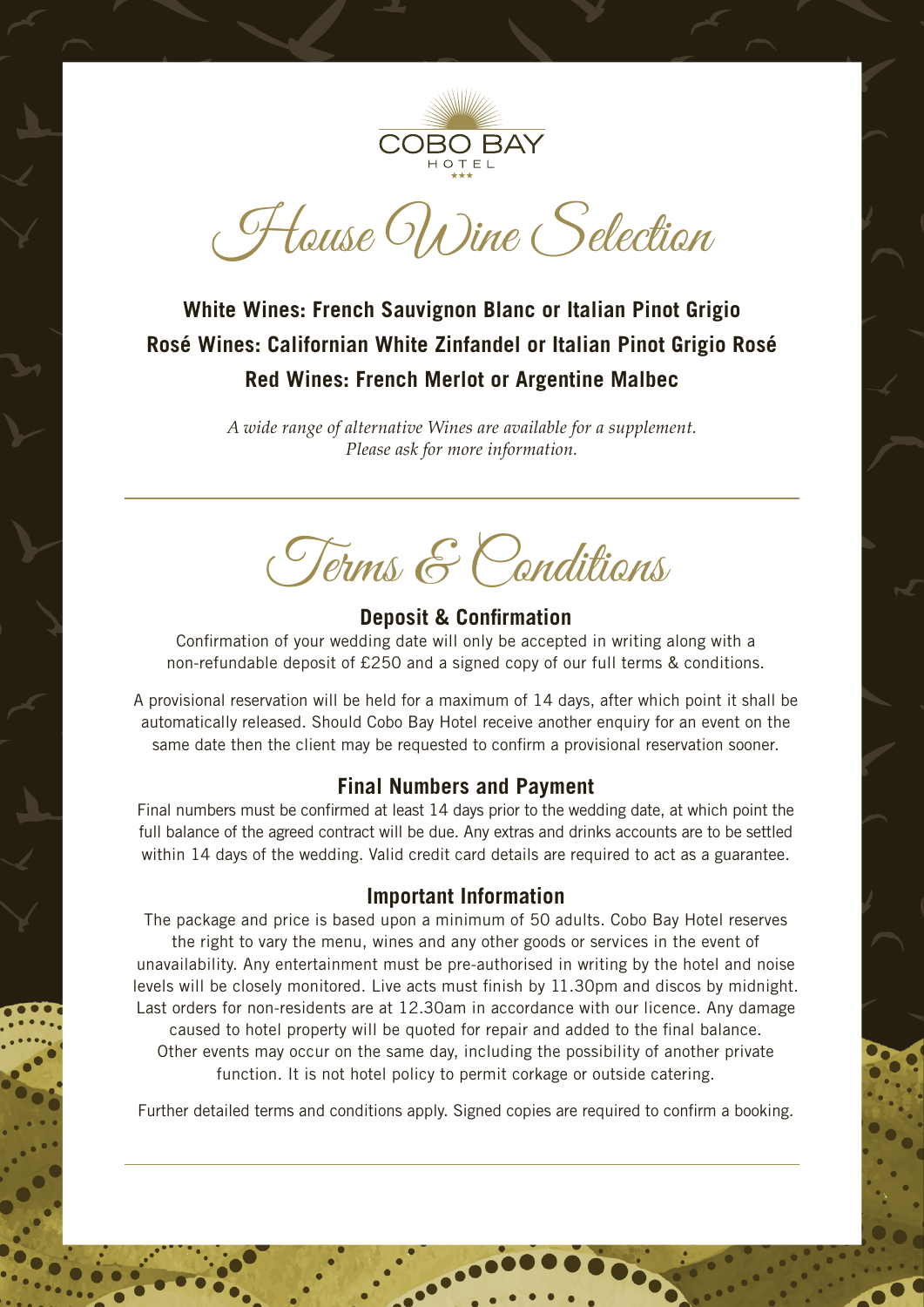COBO BAY
HOTEL
★★★

# House Wine Selection

**White Wines: French Sauvignon Blanc or Italian Pinot Grigio**
**Rosé Wines: Californian White Zinfandel or Italian Pinot Grigio Rosé**
**Red Wines: French Merlot or Argentine Malbec**

*A wide range of alternative Wines are available for a supplement.*
*Please ask for more information.*

---

# Terms & Conditions

## Deposit & Confirmation

Confirmation of your wedding date will only be accepted in writing along with a non-refundable deposit of £250 and a signed copy of our full terms & conditions.

A provisional reservation will be held for a maximum of 14 days, after which point it shall be automatically released. Should Cobo Bay Hotel receive another enquiry for an event on the same date then the client may be requested to confirm a provisional reservation sooner.

## Final Numbers and Payment

Final numbers must be confirmed at least 14 days prior to the wedding date, at which point the full balance of the agreed contract will be due. Any extras and drinks accounts are to be settled within 14 days of the wedding. Valid credit card details are required to act as a guarantee.

## Important Information

The package and price is based upon a minimum of 50 adults. Cobo Bay Hotel reserves the right to vary the menu, wines and any other goods or services in the event of unavailability. Any entertainment must be pre-authorised in writing by the hotel and noise levels will be closely monitored. Live acts must finish by 11.30pm and discos by midnight. Last orders for non-residents are at 12.30am in accordance with our licence. Any damage caused to hotel property will be quoted for repair and added to the final balance. Other events may occur on the same day, including the possibility of another private function. It is not hotel policy to permit corkage or outside catering.

Further detailed terms and conditions apply. Signed copies are required to confirm a booking.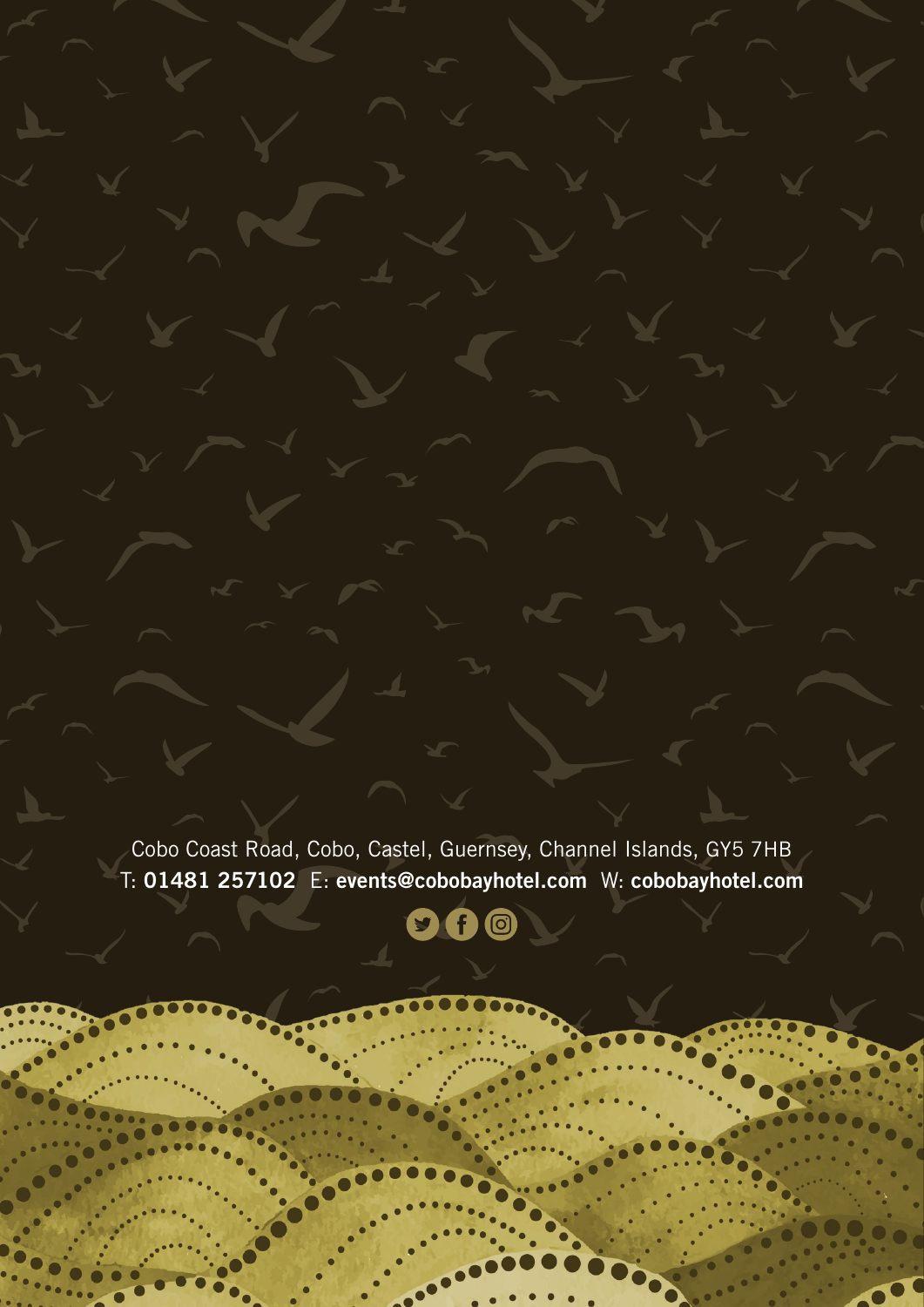Cobo Coast Road, Cobo, Castel, Guernsey, Channel Islands, GY5 7HB

T: **01481 257102** E: **events@cobobayhotel.com** W: **cobobayhotel.com**